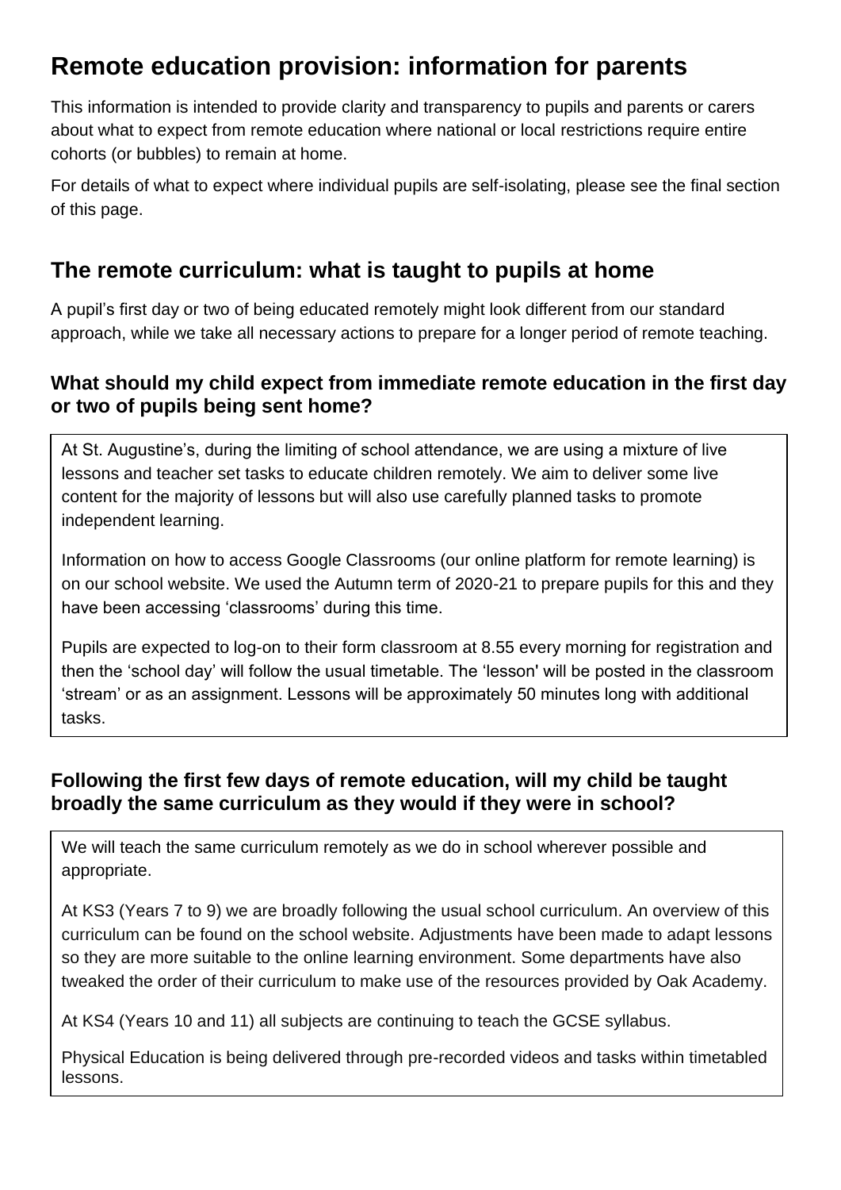# Remote education provision: information for parents

This information is intended to provide clarity and transparency to pupils and parents or carers about what to expect from remote education where national or local restrictions require entire cohorts (or bubbles) to remain at home.

For details of what to expect where individual pupils are self-isolating, please see the final section of this page.

## The remote curriculum: what is taught to pupils at home

A pupil's first day or two of being educated remotely might look different from our standard approach, while we take all necessary actions to prepare for a longer period of remote teaching.

### What should my child expect from immediate remote education in the first day or two of pupils being sent home?

At St. Augustine's, during the limiting of school attendance, we are using a mixture of live lessons and teacher set tasks to educate children remotely. We aim to deliver some live content for the majority of lessons but will also use carefully planned tasks to promote independent learning.

Information on how to access Google Classrooms (our online platform for remote learning) is on our school website. We used the Autumn term of 2020-21 to prepare pupils for this and they have been accessing 'classrooms' during this time.

Pupils are expected to log-on to their form classroom at 8.55 every morning for registration and then the 'school day' will follow the usual timetable. The 'lesson' will be posted in the classroom 'stream' or as an assignment. Lessons will be approximately 50 minutes long with additional tasks.

### Following the first few days of remote education, will my child be taught broadly the same curriculum as they would if they were in school?

We will teach the same curriculum remotely as we do in school wherever possible and appropriate.

At KS3 (Years 7 to 9) we are broadly following the usual school curriculum. An overview of this curriculum can be found on the school website. Adjustments have been made to adapt lessons so they are more suitable to the online learning environment. Some departments have also tweaked the order of their curriculum to make use of the resources provided by Oak Academy.

At KS4 (Years 10 and 11) all subjects are continuing to teach the GCSE syllabus.

Physical Education is being delivered through pre-recorded videos and tasks within timetabled lessons.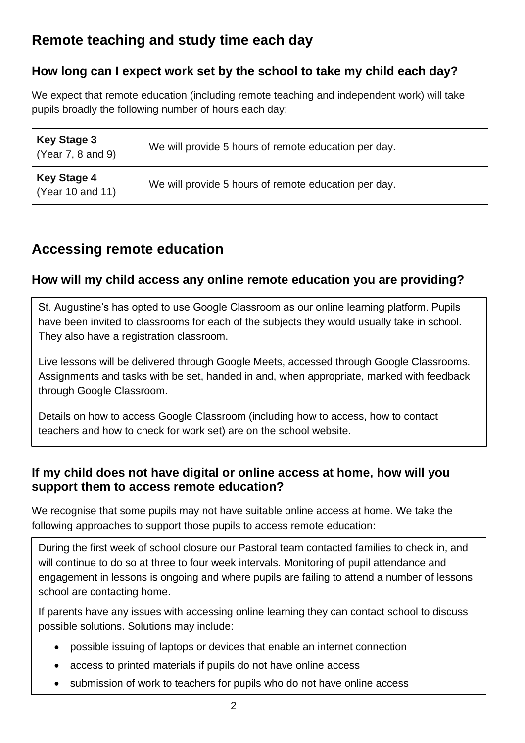## Remote teaching and study time each day

### How long can I expect work set by the school to take my child each day?

We expect that remote education (including remote teaching and independent work) will take pupils broadly the following number of hours each day:

| **Key Stage 3** (Year 7, 8 and 9) | We will provide 5 hours of remote education per day. |
|---|---|
| **Key Stage 4** (Year 10 and 11) | We will provide 5 hours of remote education per day. |

## Accessing remote education

### How will my child access any online remote education you are providing?

St. Augustine's has opted to use Google Classroom as our online learning platform. Pupils have been invited to classrooms for each of the subjects they would usually take in school. They also have a registration classroom.

Live lessons will be delivered through Google Meets, accessed through Google Classrooms. Assignments and tasks with be set, handed in and, when appropriate, marked with feedback through Google Classroom.

Details on how to access Google Classroom (including how to access, how to contact teachers and how to check for work set) are on the school website.

### If my child does not have digital or online access at home, how will you support them to access remote education?

We recognise that some pupils may not have suitable online access at home. We take the following approaches to support those pupils to access remote education:

During the first week of school closure our Pastoral team contacted families to check in, and will continue to do so at three to four week intervals. Monitoring of pupil attendance and engagement in lessons is ongoing and where pupils are failing to attend a number of lessons school are contacting home.

If parents have any issues with accessing online learning they can contact school to discuss possible solutions. Solutions may include:

- possible issuing of laptops or devices that enable an internet connection
- access to printed materials if pupils do not have online access
- submission of work to teachers for pupils who do not have online access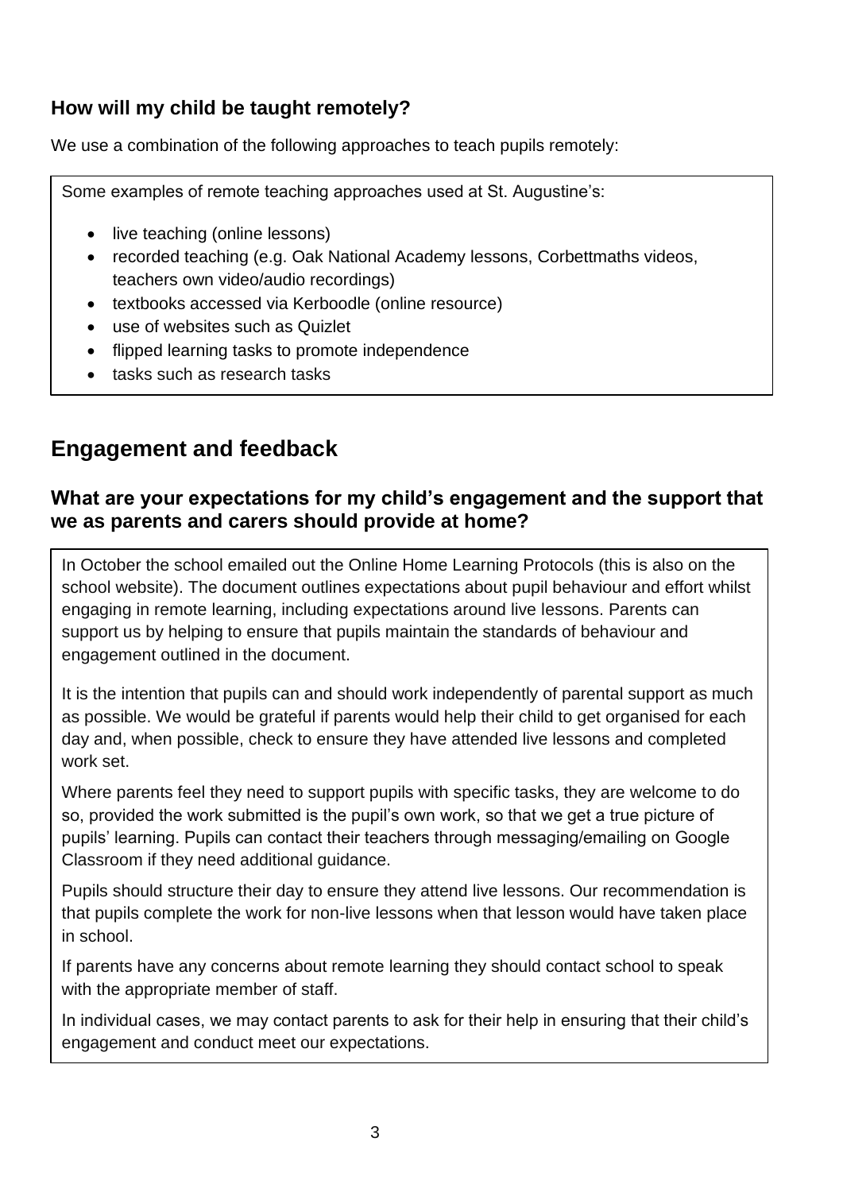### How will my child be taught remotely?

We use a combination of the following approaches to teach pupils remotely:

Some examples of remote teaching approaches used at St. Augustine's:

- live teaching (online lessons)
- recorded teaching (e.g. Oak National Academy lessons, Corbettmaths videos, teachers own video/audio recordings)
- textbooks accessed via Kerboodle (online resource)
- use of websites such as Quizlet
- flipped learning tasks to promote independence
- tasks such as research tasks

## Engagement and feedback

### What are your expectations for my child's engagement and the support that we as parents and carers should provide at home?

In October the school emailed out the Online Home Learning Protocols (this is also on the school website). The document outlines expectations about pupil behaviour and effort whilst engaging in remote learning, including expectations around live lessons. Parents can support us by helping to ensure that pupils maintain the standards of behaviour and engagement outlined in the document.

It is the intention that pupils can and should work independently of parental support as much as possible. We would be grateful if parents would help their child to get organised for each day and, when possible, check to ensure they have attended live lessons and completed work set.

Where parents feel they need to support pupils with specific tasks, they are welcome to do so, provided the work submitted is the pupil's own work, so that we get a true picture of pupils' learning. Pupils can contact their teachers through messaging/emailing on Google Classroom if they need additional guidance.

Pupils should structure their day to ensure they attend live lessons. Our recommendation is that pupils complete the work for non-live lessons when that lesson would have taken place in school.

If parents have any concerns about remote learning they should contact school to speak with the appropriate member of staff.

In individual cases, we may contact parents to ask for their help in ensuring that their child's engagement and conduct meet our expectations.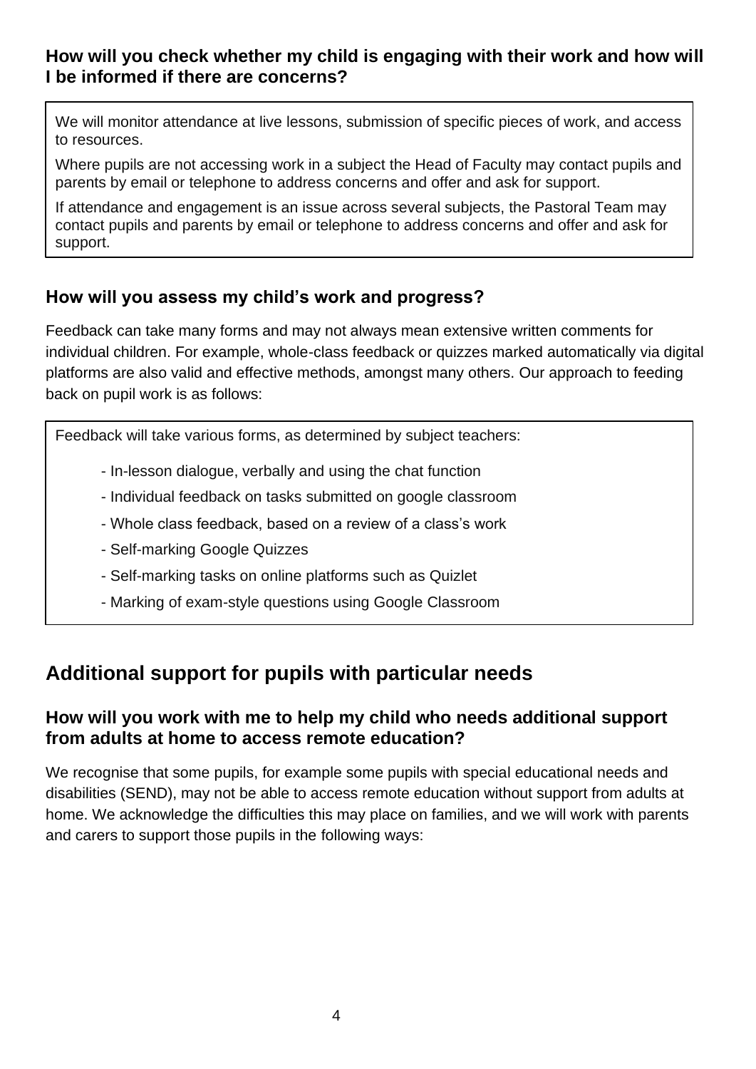### How will you check whether my child is engaging with their work and how will I be informed if there are concerns?

We will monitor attendance at live lessons, submission of specific pieces of work, and access to resources.

Where pupils are not accessing work in a subject the Head of Faculty may contact pupils and parents by email or telephone to address concerns and offer and ask for support.

If attendance and engagement is an issue across several subjects, the Pastoral Team may contact pupils and parents by email or telephone to address concerns and offer and ask for support.

### How will you assess my child's work and progress?

Feedback can take many forms and may not always mean extensive written comments for individual children. For example, whole-class feedback or quizzes marked automatically via digital platforms are also valid and effective methods, amongst many others. Our approach to feeding back on pupil work is as follows:

Feedback will take various forms, as determined by subject teachers:

- In-lesson dialogue, verbally and using the chat function
- Individual feedback on tasks submitted on google classroom
- Whole class feedback, based on a review of a class's work
- Self-marking Google Quizzes
- Self-marking tasks on online platforms such as Quizlet
- Marking of exam-style questions using Google Classroom

## Additional support for pupils with particular needs

### How will you work with me to help my child who needs additional support from adults at home to access remote education?

We recognise that some pupils, for example some pupils with special educational needs and disabilities (SEND), may not be able to access remote education without support from adults at home. We acknowledge the difficulties this may place on families, and we will work with parents and carers to support those pupils in the following ways: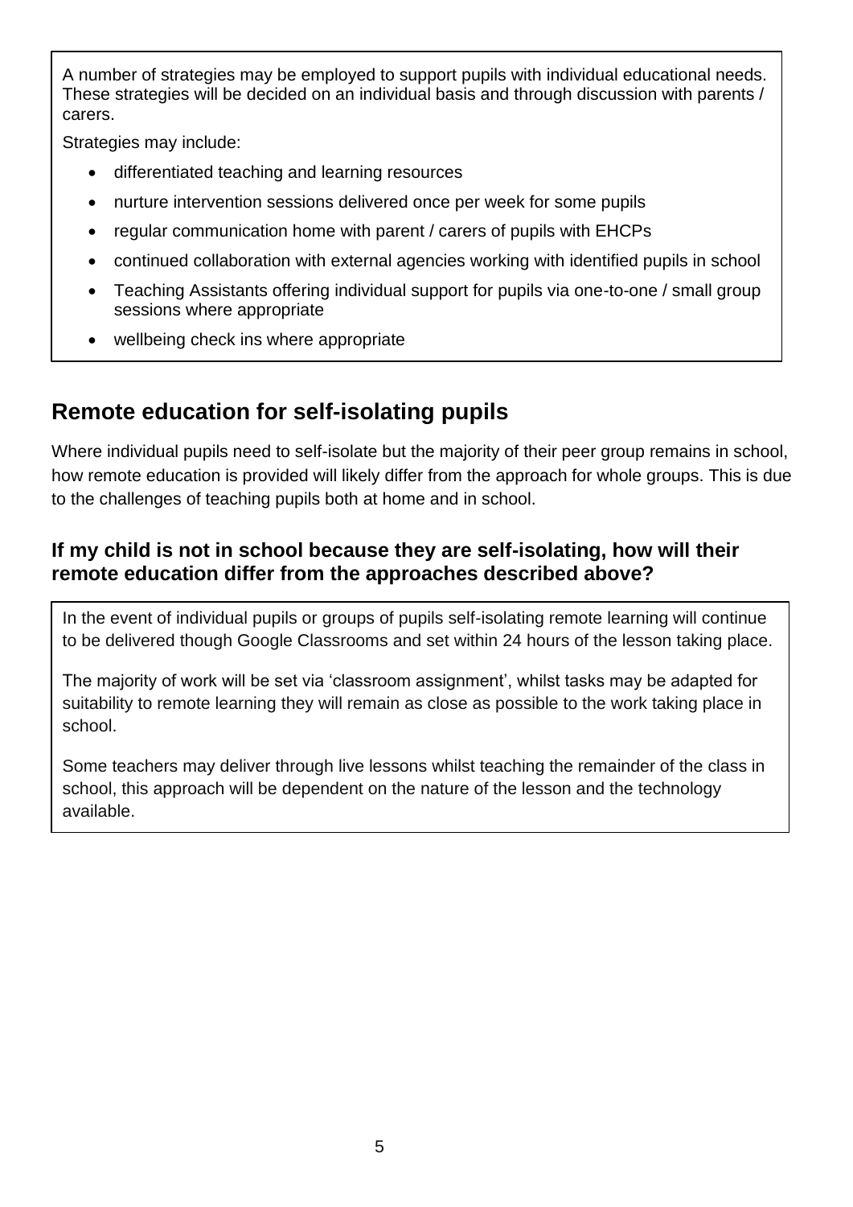A number of strategies may be employed to support pupils with individual educational needs. These strategies will be decided on an individual basis and through discussion with parents / carers.

Strategies may include:

- differentiated teaching and learning resources
- nurture intervention sessions delivered once per week for some pupils
- regular communication home with parent / carers of pupils with EHCPs
- continued collaboration with external agencies working with identified pupils in school
- Teaching Assistants offering individual support for pupils via one-to-one / small group sessions where appropriate
- wellbeing check ins where appropriate

## Remote education for self-isolating pupils

Where individual pupils need to self-isolate but the majority of their peer group remains in school, how remote education is provided will likely differ from the approach for whole groups. This is due to the challenges of teaching pupils both at home and in school.

### If my child is not in school because they are self-isolating, how will their remote education differ from the approaches described above?

In the event of individual pupils or groups of pupils self-isolating remote learning will continue to be delivered though Google Classrooms and set within 24 hours of the lesson taking place.

The majority of work will be set via 'classroom assignment', whilst tasks may be adapted for suitability to remote learning they will remain as close as possible to the work taking place in school.

Some teachers may deliver through live lessons whilst teaching the remainder of the class in school, this approach will be dependent on the nature of the lesson and the technology available.